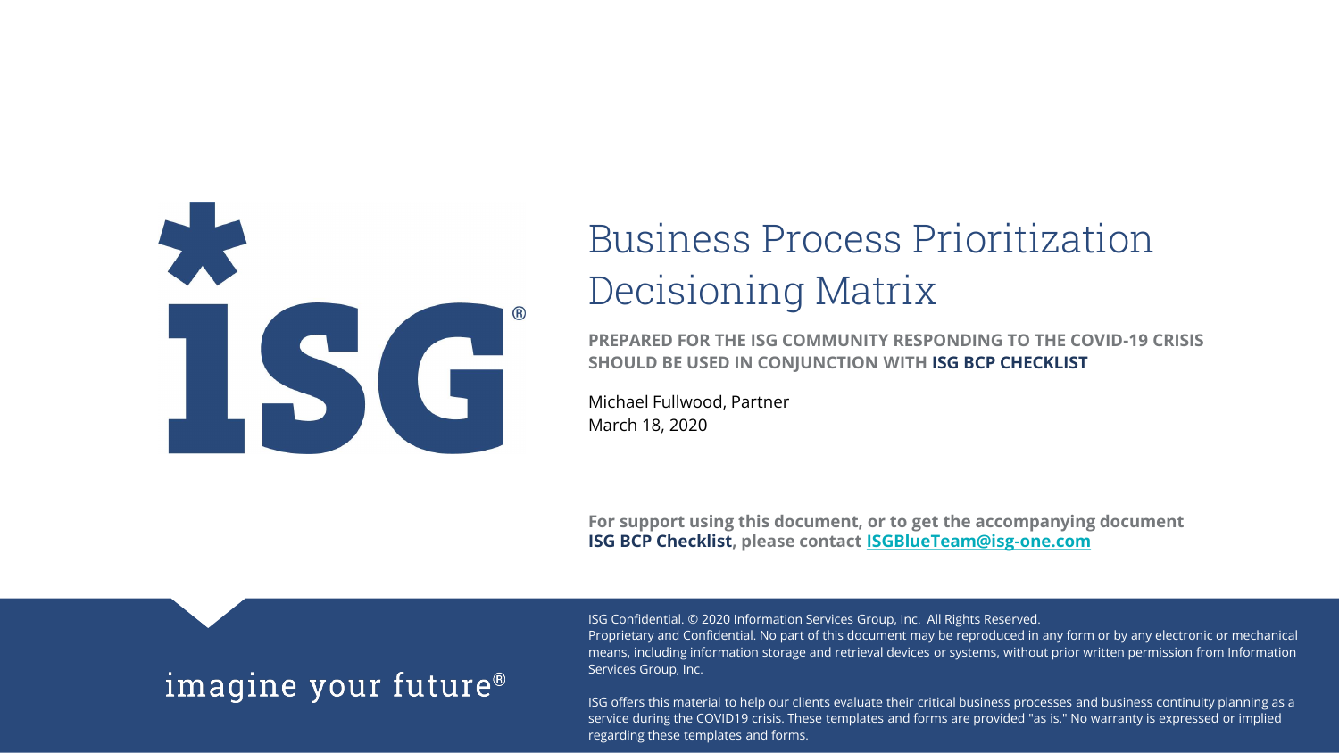# Business Process Prioritization Decisioning Matrix

**PREPARED FOR THE ISG COMMUNITY RESPONDING TO THE COVID-19 CRISIS**
**SHOULD BE USED IN CONJUNCTION WITH ISG BCP CHECKLIST**

Michael Fullwood, Partner
March 18, 2020

**For support using this document, or to get the accompanying document ISG BCP Checklist, please contact [ISGBlueTeam@isg-one.com](mailto:ISGBlueTeam@isg-one.com)**

imagine your future®

ISG Confidential. © 2020 Information Services Group, Inc. All Rights Reserved.
Proprietary and Confidential. No part of this document may be reproduced in any form or by any electronic or mechanical means, including information storage and retrieval devices or systems, without prior written permission from Information Services Group, Inc.

ISG offers this material to help our clients evaluate their critical business processes and business continuity planning as a service during the COVID19 crisis. These templates and forms are provided "as is." No warranty is expressed or implied regarding these templates and forms.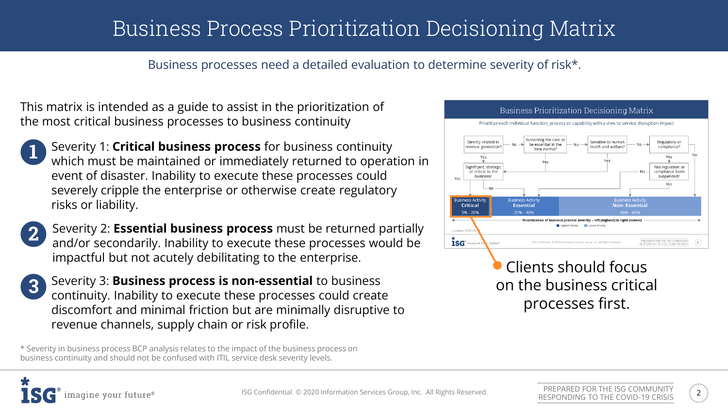# Business Process Prioritization Decisioning Matrix

Business processes need a detailed evaluation to determine severity of risk*.

This matrix is intended as a guide to assist in the prioritization of the most critical business processes to business continuity

1. Severity 1: **Critical business process** for business continuity which must be maintained or immediately returned to operation in event of disaster. Inability to execute these processes could severely cripple the enterprise or otherwise create regulatory risks or liability.
2. Severity 2: **Essential business process** must be returned partially and/or secondarily. Inability to execute these processes would be impactful but not acutely debilitating to the enterprise.
3. Severity 3: **Business process is non-essential** to business continuity. Inability to execute these processes could create discomfort and minimal friction but are minimally disruptive to revenue channels, supply chain or risk profile.

## Business Prioritization Decisioning Matrix

Prioritize each individual function, process or capability with a view to service disruption impact

- Directly related to revenue generation? — Yes → Business Activity Critical; No → Sustaining the core or be essential in the "new normal"?
- Sustaining the core or be essential in the "new normal"? — Yes → Significant, strategic or critical to the business?; No → Sensitive to human health and welfare?
- Sensitive to human health and welfare? — Yes → Significant, strategic or critical to the business?; No → Regulatory or compliance?
- Regulatory or compliance? — Yes → Has regulation or compliance been suspended?; No → Business Activity Non-Essential
- Significant, strategic or critical to the business? — Yes → Business Activity Critical; No → Business Activity Essential
- Has regulation or compliance been suspended? — Yes → Business Activity Non-Essential; No → Significant, strategic or critical to the business?

| Business Activity Critical | Business Activity Essential | Business Activity Non-Essential |
|---|---|---|
| 5% - 20% | 25% - 40% | 60% - 80% |

Prioritization of business process severity – left (highest) to right (lowest)

Highest Priority — Lowest Priority

Clients should focus on the business critical processes first.

\* Severity in business process BCP analysis relates to the impact of the business process on business continuity and should not be confused with ITIL service desk severity levels.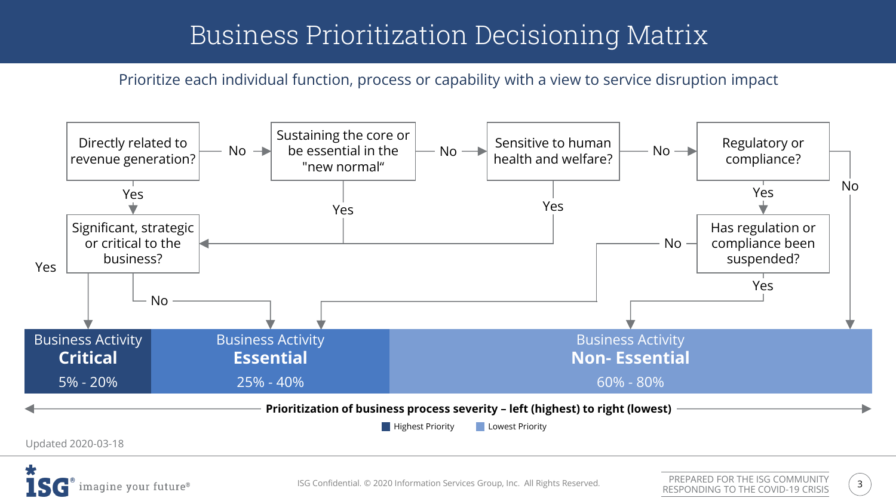# Business Prioritization Decisioning Matrix

Prioritize each individual function, process or capability with a view to service disruption impact

Directly related to revenue generation?

- Yes → Significant, strategic or critical to the business?
- No → Sustaining the core or be essential in the "new normal“

Sustaining the core or be essential in the "new normal“

- Yes → Significant, strategic or critical to the business?
- No → Sensitive to human health and welfare?

Sensitive to human health and welfare?

- Yes → Significant, strategic or critical to the business?
- No → Regulatory or compliance?

Regulatory or compliance?

- Yes → Has regulation or compliance been suspended?
- No → Business Activity Non- Essential

Significant, strategic or critical to the business?

- Yes → Business Activity Critical
- No → Business Activity Essential

Has regulation or compliance been suspended?

- Yes → Business Activity Non- Essential
- No → Business Activity Essential

| Business Activity **Critical** | Business Activity **Essential** | Business Activity **Non- Essential** |
|---|---|---|
| 5% - 20% | 25% - 40% | 60% - 80% |

**Prioritization of business process severity – left (highest) to right (lowest)**

Highest Priority | Lowest Priority

Updated 2020-03-18

ISG Confidential. © 2020 Information Services Group, Inc. All Rights Reserved.

PREPARED FOR THE ISG COMMUNITY RESPONDING TO THE COVID-19 CRISIS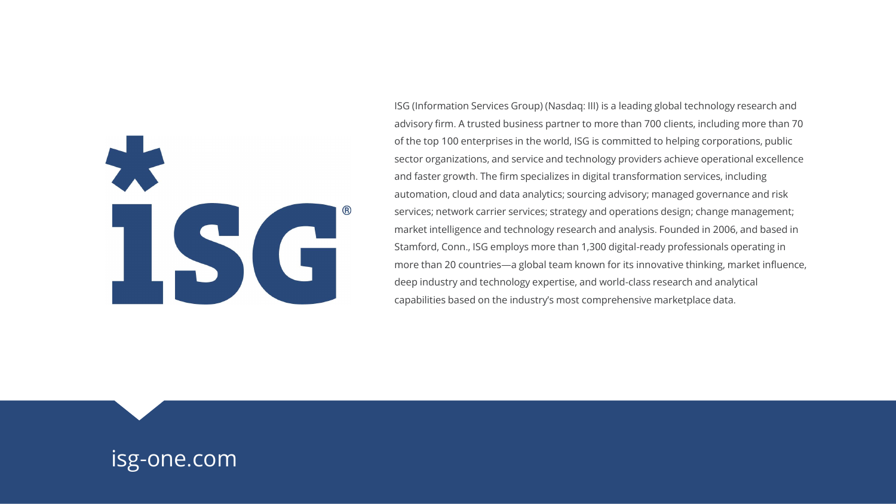ISG (Information Services Group) (Nasdaq: III) is a leading global technology research and advisory firm. A trusted business partner to more than 700 clients, including more than 70 of the top 100 enterprises in the world, ISG is committed to helping corporations, public sector organizations, and service and technology providers achieve operational excellence and faster growth. The firm specializes in digital transformation services, including automation, cloud and data analytics; sourcing advisory; managed governance and risk services; network carrier services; strategy and operations design; change management; market intelligence and technology research and analysis. Founded in 2006, and based in Stamford, Conn., ISG employs more than 1,300 digital-ready professionals operating in more than 20 countries—a global team known for its innovative thinking, market influence, deep industry and technology expertise, and world-class research and analytical capabilities based on the industry's most comprehensive marketplace data.

isg-one.com